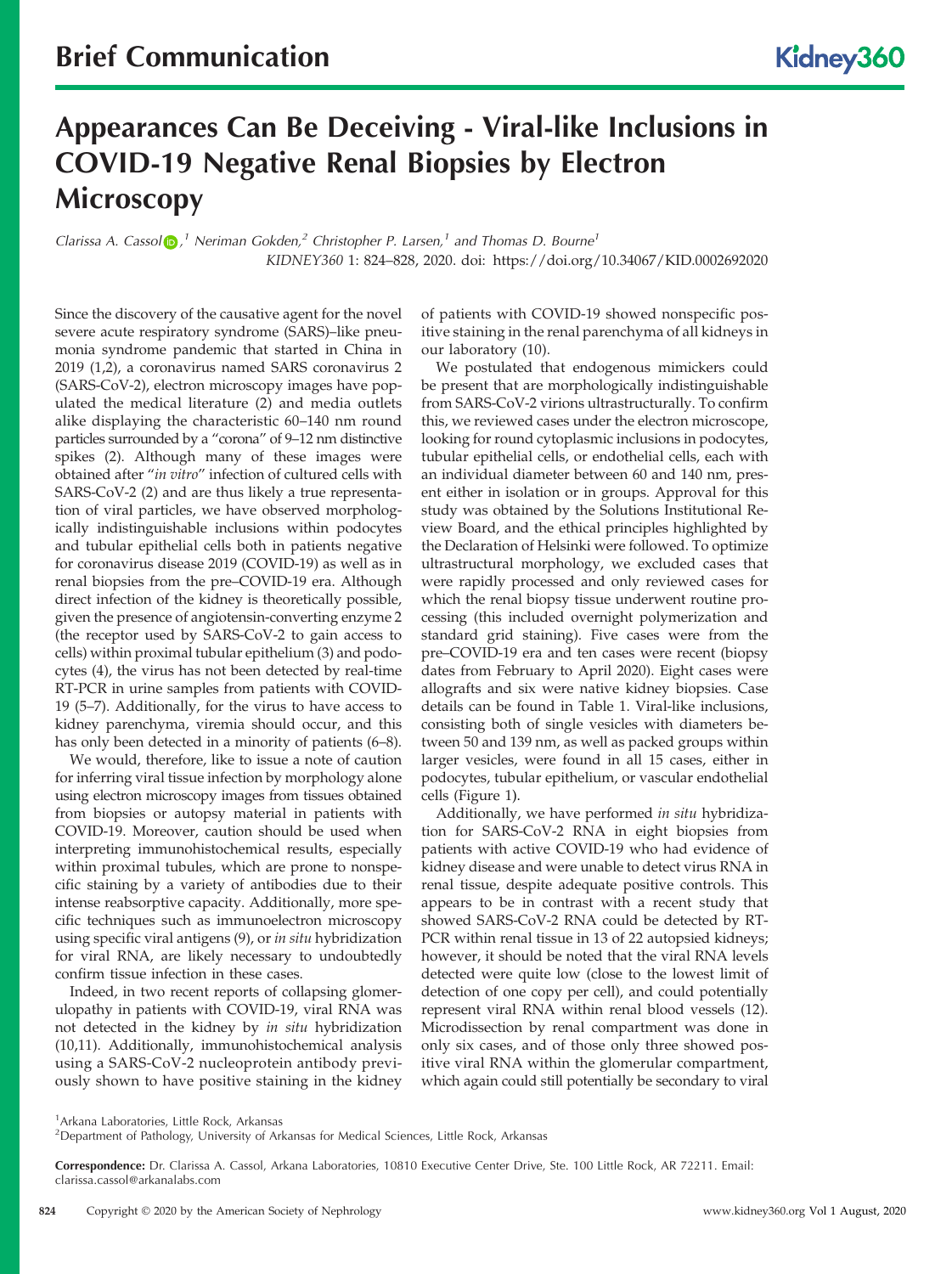Brief Communication

# Appearances Can Be Deceiving - Viral-like Inclusions in COVID-19 Negative Renal Biopsies by Electron Microscopy

*Clarissa A. Cassol*,[1] *Neriman Gokden*,[2] *Christopher P. Larsen*,[1] and *Thomas D. Bourne*[1]

KIDNEY360 1: 824–828, 2020. doi: https://doi.org/10.34067/KID.0002692020

Since the discovery of the causative agent for the novel severe acute respiratory syndrome (SARS)–like pneumonia syndrome pandemic that started in China in 2019 (1,2), a coronavirus named SARS coronavirus 2 (SARS-CoV-2), electron microscopy images have populated the medical literature (2) and media outlets alike displaying the characteristic 60–140 nm round particles surrounded by a "corona" of 9–12 nm distinctive spikes (2). Although many of these images were obtained after "*in vitro*" infection of cultured cells with SARS-CoV-2 (2) and are thus likely a true representation of viral particles, we have observed morphologically indistinguishable inclusions within podocytes and tubular epithelial cells both in patients negative for coronavirus disease 2019 (COVID-19) as well as in renal biopsies from the pre–COVID-19 era. Although direct infection of the kidney is theoretically possible, given the presence of angiotensin-converting enzyme 2 (the receptor used by SARS-CoV-2 to gain access to cells) within proximal tubular epithelium (3) and podocytes (4), the virus has not been detected by real-time RT-PCR in urine samples from patients with COVID-19 (5–7). Additionally, for the virus to have access to kidney parenchyma, viremia should occur, and this has only been detected in a minority of patients (6–8).

We would, therefore, like to issue a note of caution for inferring viral tissue infection by morphology alone using electron microscopy images from tissues obtained from biopsies or autopsy material in patients with COVID-19. Moreover, caution should be used when interpreting immunohistochemical results, especially within proximal tubules, which are prone to nonspecific staining by a variety of antibodies due to their intense reabsorptive capacity. Additionally, more specific techniques such as immunoelectron microscopy using specific viral antigens (9), or *in situ* hybridization for viral RNA, are likely necessary to undoubtedly confirm tissue infection in these cases.

Indeed, in two recent reports of collapsing glomerulopathy in patients with COVID-19, viral RNA was not detected in the kidney by *in situ* hybridization (10,11). Additionally, immunohistochemical analysis using a SARS-CoV-2 nucleoprotein antibody previously shown to have positive staining in the kidney of patients with COVID-19 showed nonspecific positive staining in the renal parenchyma of all kidneys in our laboratory (10).

We postulated that endogenous mimickers could be present that are morphologically indistinguishable from SARS-CoV-2 virions ultrastructurally. To confirm this, we reviewed cases under the electron microscope, looking for round cytoplasmic inclusions in podocytes, tubular epithelial cells, or endothelial cells, each with an individual diameter between 60 and 140 nm, present either in isolation or in groups. Approval for this study was obtained by the Solutions Institutional Review Board, and the ethical principles highlighted by the Declaration of Helsinki were followed. To optimize ultrastructural morphology, we excluded cases that were rapidly processed and only reviewed cases for which the renal biopsy tissue underwent routine processing (this included overnight polymerization and standard grid staining). Five cases were from the pre–COVID-19 era and ten cases were recent (biopsy dates from February to April 2020). Eight cases were allografts and six were native kidney biopsies. Case details can be found in Table 1. Viral-like inclusions, consisting both of single vesicles with diameters between 50 and 139 nm, as well as packed groups within larger vesicles, were found in all 15 cases, either in podocytes, tubular epithelium, or vascular endothelial cells (Figure 1).

Additionally, we have performed *in situ* hybridization for SARS-CoV-2 RNA in eight biopsies from patients with active COVID-19 who had evidence of kidney disease and were unable to detect virus RNA in renal tissue, despite adequate positive controls. This appears to be in contrast with a recent study that showed SARS-CoV-2 RNA could be detected by RT-PCR within renal tissue in 13 of 22 autopsied kidneys; however, it should be noted that the viral RNA levels detected were quite low (close to the lowest limit of detection of one copy per cell), and could potentially represent viral RNA within renal blood vessels (12). Microdissection by renal compartment was done in only six cases, and of those only three showed positive viral RNA within the glomerular compartment, which again could still potentially be secondary to viral

[1]Arkana Laboratories, Little Rock, Arkansas

[2]Department of Pathology, University of Arkansas for Medical Sciences, Little Rock, Arkansas

**Correspondence:** Dr. Clarissa A. Cassol, Arkana Laboratories, 10810 Executive Center Drive, Ste. 100 Little Rock, AR 72211. Email: clarissa.cassol@arkanalabs.com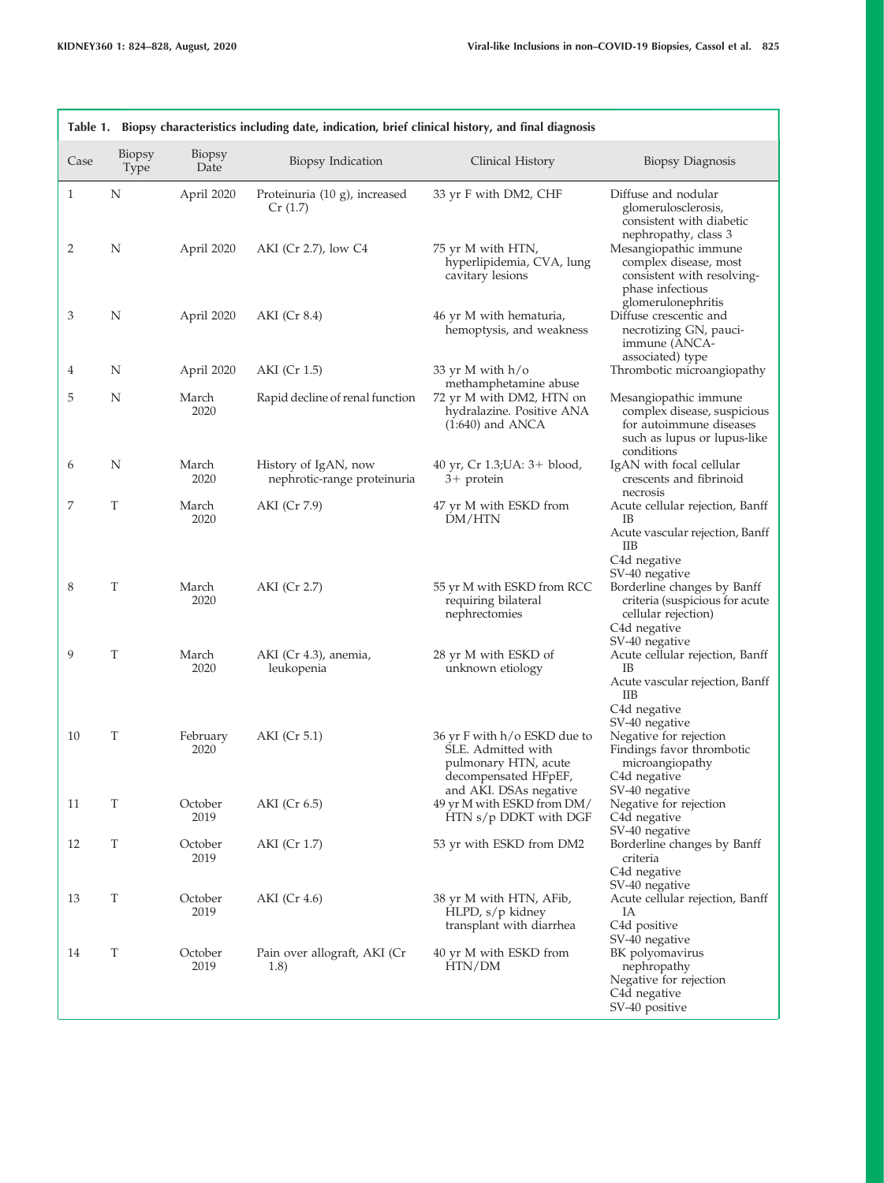**Table 1. Biopsy characteristics including date, indication, brief clinical history, and final diagnosis**

| Case | Biopsy Type | Biopsy Date | Biopsy Indication | Clinical History | Biopsy Diagnosis |
|---|---|---|---|---|---|
| 1 | N | April 2020 | Proteinuria (10 g), increased Cr (1.7) | 33 yr F with DM2, CHF | Diffuse and nodular glomerulosclerosis, consistent with diabetic nephropathy, class 3 |
| 2 | N | April 2020 | AKI (Cr 2.7), low C4 | 75 yr M with HTN, hyperlipidemia, CVA, lung cavitary lesions | Mesangiopathic immune complex disease, most consistent with resolving-phase infectious glomerulonephritis |
| 3 | N | April 2020 | AKI (Cr 8.4) | 46 yr M with hematuria, hemoptysis, and weakness | Diffuse crescentic and necrotizing GN, pauci-immune (ANCA-associated) type |
| 4 | N | April 2020 | AKI (Cr 1.5) | 33 yr M with h/o methamphetamine abuse | Thrombotic microangiopathy |
| 5 | N | March 2020 | Rapid decline of renal function | 72 yr M with DM2, HTN on hydralazine. Positive ANA (1:640) and ANCA | Mesangiopathic immune complex disease, suspicious for autoimmune diseases such as lupus or lupus-like conditions |
| 6 | N | March 2020 | History of IgAN, now nephrotic-range proteinuria | 40 yr, Cr 1.3;UA: 3+ blood, 3+ protein | IgAN with focal cellular crescents and fibrinoid necrosis |
| 7 | T | March 2020 | AKI (Cr 7.9) | 47 yr M with ESKD from DM/HTN | Acute cellular rejection, Banff IB<br>Acute vascular rejection, Banff IIB<br>C4d negative<br>SV-40 negative |
| 8 | T | March 2020 | AKI (Cr 2.7) | 55 yr M with ESKD from RCC requiring bilateral nephrectomies | Borderline changes by Banff criteria (suspicious for acute cellular rejection)<br>C4d negative<br>SV-40 negative |
| 9 | T | March 2020 | AKI (Cr 4.3), anemia, leukopenia | 28 yr M with ESKD of unknown etiology | Acute cellular rejection, Banff IB<br>Acute vascular rejection, Banff IIB<br>C4d negative<br>SV-40 negative |
| 10 | T | February 2020 | AKI (Cr 5.1) | 36 yr F with h/o ESKD due to SLE. Admitted with pulmonary HTN, acute decompensated HFpEF, and AKI. DSAs negative | Negative for rejection<br>Findings favor thrombotic microangiopathy<br>C4d negative<br>SV-40 negative |
| 11 | T | October 2019 | AKI (Cr 6.5) | 49 yr M with ESKD from DM/HTN s/p DDKT with DGF | Negative for rejection<br>C4d negative<br>SV-40 negative |
| 12 | T | October 2019 | AKI (Cr 1.7) | 53 yr with ESKD from DM2 | Borderline changes by Banff criteria<br>C4d negative<br>SV-40 negative |
| 13 | T | October 2019 | AKI (Cr 4.6) | 38 yr M with HTN, AFib, HLPD, s/p kidney transplant with diarrhea | Acute cellular rejection, Banff IA<br>C4d positive<br>SV-40 negative |
| 14 | T | October 2019 | Pain over allograft, AKI (Cr 1.8) | 40 yr M with ESKD from HTN/DM | BK polyomavirus nephropathy<br>Negative for rejection<br>C4d negative<br>SV-40 positive |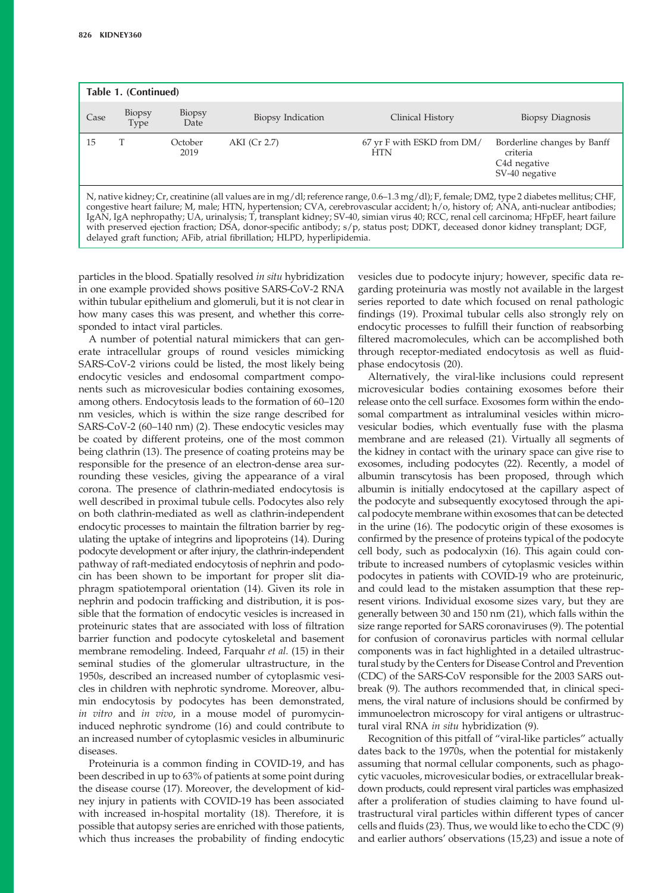**Table 1. (Continued)**

| Case | Biopsy Type | Biopsy Date | Biopsy Indication | Clinical History | Biopsy Diagnosis |
|---|---|---|---|---|---|
| 15 | T | October 2019 | AKI (Cr 2.7) | 67 yr F with ESKD from DM/HTN | Borderline changes by Banff criteria<br>C4d negative<br>SV-40 negative |

N, native kidney; Cr, creatinine (all values are in mg/dl; reference range, 0.6–1.3 mg/dl); F, female; DM2, type 2 diabetes mellitus; CHF, congestive heart failure; M, male; HTN, hypertension; CVA, cerebrovascular accident; h/o, history of; ANA, anti-nuclear antibodies; IgAN, IgA nephropathy; UA, urinalysis; T, transplant kidney; SV-40, simian virus 40; RCC, renal cell carcinoma; HFpEF, heart failure with preserved ejection fraction; DSA, donor-specific antibody; s/p, status post; DDKT, deceased donor kidney transplant; DGF, delayed graft function; AFib, atrial fibrillation; HLPD, hyperlipidemia.

particles in the blood. Spatially resolved *in situ* hybridization in one example provided shows positive SARS-CoV-2 RNA within tubular epithelium and glomeruli, but it is not clear in how many cases this was present, and whether this corresponded to intact viral particles.

A number of potential natural mimickers that can generate intracellular groups of round vesicles mimicking SARS-CoV-2 virions could be listed, the most likely being endocytic vesicles and endosomal compartment components such as microvesicular bodies containing exosomes, among others. Endocytosis leads to the formation of 60–120 nm vesicles, which is within the size range described for SARS-CoV-2 (60–140 nm) (2). These endocytic vesicles may be coated by different proteins, one of the most common being clathrin (13). The presence of coating proteins may be responsible for the presence of an electron-dense area surrounding these vesicles, giving the appearance of a viral corona. The presence of clathrin-mediated endocytosis is well described in proximal tubule cells. Podocytes also rely on both clathrin-mediated as well as clathrin-independent endocytic processes to maintain the filtration barrier by regulating the uptake of integrins and lipoproteins (14). During podocyte development or after injury, the clathrin-independent pathway of raft-mediated endocytosis of nephrin and podocin has been shown to be important for proper slit diaphragm spatiotemporal orientation (14). Given its role in nephrin and podocin trafficking and distribution, it is possible that the formation of endocytic vesicles is increased in proteinuric states that are associated with loss of filtration barrier function and podocyte cytoskeletal and basement membrane remodeling. Indeed, Farquahr *et al.* (15) in their seminal studies of the glomerular ultrastructure, in the 1950s, described an increased number of cytoplasmic vesicles in children with nephrotic syndrome. Moreover, albumin endocytosis by podocytes has been demonstrated, *in vitro* and *in vivo*, in a mouse model of puromycin-induced nephrotic syndrome (16) and could contribute to an increased number of cytoplasmic vesicles in albuminuric diseases.

Proteinuria is a common finding in COVID-19, and has been described in up to 63% of patients at some point during the disease course (17). Moreover, the development of kidney injury in patients with COVID-19 has been associated with increased in-hospital mortality (18). Therefore, it is possible that autopsy series are enriched with those patients, which thus increases the probability of finding endocytic vesicles due to podocyte injury; however, specific data regarding proteinuria was mostly not available in the largest series reported to date which focused on renal pathologic findings (19). Proximal tubular cells also strongly rely on endocytic processes to fulfill their function of reabsorbing filtered macromolecules, which can be accomplished both through receptor-mediated endocytosis as well as fluid-phase endocytosis (20).

Alternatively, the viral-like inclusions could represent microvesicular bodies containing exosomes before their release onto the cell surface. Exosomes form within the endosomal compartment as intraluminal vesicles within microvesicular bodies, which eventually fuse with the plasma membrane and are released (21). Virtually all segments of the kidney in contact with the urinary space can give rise to exosomes, including podocytes (22). Recently, a model of albumin transcytosis has been proposed, through which albumin is initially endocytosed at the capillary aspect of the podocyte and subsequently exocytosed through the apical podocyte membrane within exosomes that can be detected in the urine (16). The podocytic origin of these exosomes is confirmed by the presence of proteins typical of the podocyte cell body, such as podocalyxin (16). This again could contribute to increased numbers of cytoplasmic vesicles within podocytes in patients with COVID-19 who are proteinuric, and could lead to the mistaken assumption that these represent virions. Individual exosome sizes vary, but they are generally between 30 and 150 nm (21), which falls within the size range reported for SARS coronaviruses (9). The potential for confusion of coronavirus particles with normal cellular components was in fact highlighted in a detailed ultrastructural study by the Centers for Disease Control and Prevention (CDC) of the SARS-CoV responsible for the 2003 SARS outbreak (9). The authors recommended that, in clinical specimens, the viral nature of inclusions should be confirmed by immunoelectron microscopy for viral antigens or ultrastructural viral RNA *in situ* hybridization (9).

Recognition of this pitfall of "viral-like particles" actually dates back to the 1970s, when the potential for mistakenly assuming that normal cellular components, such as phagocytic vacuoles, microvesicular bodies, or extracellular breakdown products, could represent viral particles was emphasized after a proliferation of studies claiming to have found ultrastructural viral particles within different types of cancer cells and fluids (23). Thus, we would like to echo the CDC (9) and earlier authors' observations (15,23) and issue a note of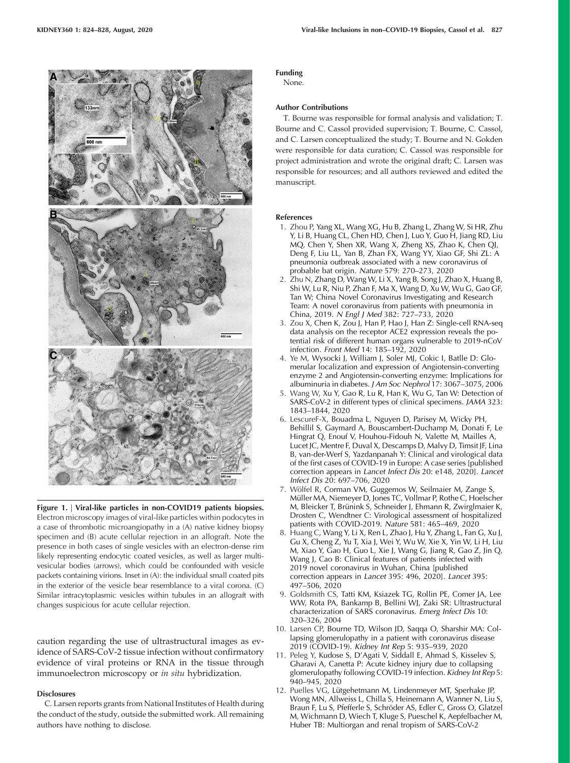**Figure 1. | Viral-like particles in non-COVID19 patients biopsies.** Electron microscopy images of viral-like particles within podocytes in a case of thrombotic microangiopathy in a (A) native kidney biopsy specimen and (B) acute cellular rejection in an allograft. Note the presence in both cases of single vesicles with an electron-dense rim likely representing endocytic coated vesicles, as well as larger multivesicular bodies (arrows), which could be confounded with vesicle packets containing virions. Inset in (A): the individual small coated pits in the exterior of the vesicle bear resemblance to a viral corona. (C) Similar intracytoplasmic vesicles within tubules in an allograft with changes suspicious for acute cellular rejection.

caution regarding the use of ultrastructural images as evidence of SARS-CoV-2 tissue infection without confirmatory evidence of viral proteins or RNA in the tissue through immunoelectron microscopy or *in situ* hybridization.

### Disclosures

C. Larsen reports grants from National Institutes of Health during the conduct of the study, outside the submitted work. All remaining authors have nothing to disclose.

### Funding

None.

### Author Contributions

T. Bourne was responsible for formal analysis and validation; T. Bourne and C. Cassol provided supervision; T. Bourne, C. Cassol, and C. Larsen conceptualized the study; T. Bourne and N. Gokden were responsible for data curation; C. Cassol was responsible for project administration and wrote the original draft; C. Larsen was responsible for resources; and all authors reviewed and edited the manuscript.

### References

1. Zhou P, Yang XL, Wang XG, Hu B, Zhang L, Zhang W, Si HR, Zhu Y, Li B, Huang CL, Chen HD, Chen J, Luo Y, Guo H, Jiang RD, Liu MQ, Chen Y, Shen XR, Wang X, Zheng XS, Zhao K, Chen QJ, Deng F, Liu LL, Yan B, Zhan FX, Wang YY, Xiao GF, Shi ZL: A pneumonia outbreak associated with a new coronavirus of probable bat origin. *Nature* 579: 270–273, 2020
2. Zhu N, Zhang D, Wang W, Li X, Yang B, Song J, Zhao X, Huang B, Shi W, Lu R, Niu P, Zhan F, Ma X, Wang D, Xu W, Wu G, Gao GF, Tan W; China Novel Coronavirus Investigating and Research Team: A novel coronavirus from patients with pneumonia in China, 2019. *N Engl J Med* 382: 727–733, 2020
3. Zou X, Chen K, Zou J, Han P, Hao J, Han Z: Single-cell RNA-seq data analysis on the receptor ACE2 expression reveals the potential risk of different human organs vulnerable to 2019-nCoV infection. *Front Med* 14: 185–192, 2020
4. Ye M, Wysocki J, William J, Soler MJ, Cokic I, Batlle D: Glomerular localization and expression of Angiotensin-converting enzyme 2 and Angiotensin-converting enzyme: Implications for albuminuria in diabetes. *J Am Soc Nephrol* 17: 3067–3075, 2006
5. Wang W, Xu Y, Gao R, Lu R, Han K, Wu G, Tan W: Detection of SARS-CoV-2 in different types of clinical specimens. *JAMA* 323: 1843–1844, 2020
6. LescureF-X, Bouadma L, Nguyen D, Parisey M, Wicky PH, Behillil S, Gaymard A, Bouscambert-Duchamp M, Donati F, Le Hingrat Q, Enouf V, Houhou-Fidouh N, Valette M, Mailles A, Lucet JC, Mentre F, Duval X, Descamps D, Malvy D, Timsit JF, Lina B, van-der-Werf S, Yazdanpanah Y: Clinical and virological data of the first cases of COVID-19 in Europe: A case series [published correction appears in *Lancet Infect Dis* 20: e148, 2020]. *Lancet Infect Dis* 20: 697–706, 2020
7. Wölfel R, Corman VM, Guggemos W, Seilmaier M, Zange S, Müller MA, Niemeyer D, Jones TC, Vollmar P, Rothe C, Hoelscher M, Bleicker T, Brünink S, Schneider J, Ehmann R, Zwirglmaier K, Drosten C, Wendtner C: Virological assessment of hospitalized patients with COVID-2019. *Nature* 581: 465–469, 2020
8. Huang C, Wang Y, Li X, Ren L, Zhao J, Hu Y, Zhang L, Fan G, Xu J, Gu X, Cheng Z, Yu T, Xia J, Wei Y, Wu W, Xie X, Yin W, Li H, Liu M, Xiao Y, Gao H, Guo L, Xie J, Wang G, Jiang R, Gao Z, Jin Q, Wang J, Cao B: Clinical features of patients infected with 2019 novel coronavirus in Wuhan, China [published correction appears in *Lancet* 395: 496, 2020]. *Lancet* 395: 497–506, 2020
9. Goldsmith CS, Tatti KM, Ksiazek TG, Rollin PE, Comer JA, Lee WW, Rota PA, Bankamp B, Bellini WJ, Zaki SR: Ultrastructural characterization of SARS coronavirus. *Emerg Infect Dis* 10: 320–326, 2004
10. Larsen CP, Bourne TD, Wilson JD, Saqqa O, Sharshir MA: Collapsing glomerulopathy in a patient with coronavirus disease 2019 (COVID-19). *Kidney Int Rep* 5: 935–939, 2020
11. Peleg Y, Kudose S, D'Agati V, Siddall E, Ahmad S, Kisselev S, Gharavi A, Canetta P: Acute kidney injury due to collapsing glomerulopathy following COVID-19 infection. *Kidney Int Rep* 5: 940–945, 2020
12. Puelles VG, Lütgehetmann M, Lindenmeyer MT, Sperhake JP, Wong MN, Allweiss L, Chilla S, Heinemann A, Wanner N, Liu S, Braun F, Lu S, Pfefferle S, Schröder AS, Edler C, Gross O, Glatzel M, Wichmann D, Wiech T, Kluge S, Pueschel K, Aepfelbacher M, Huber TB: Multiorgan and renal tropism of SARS-CoV-2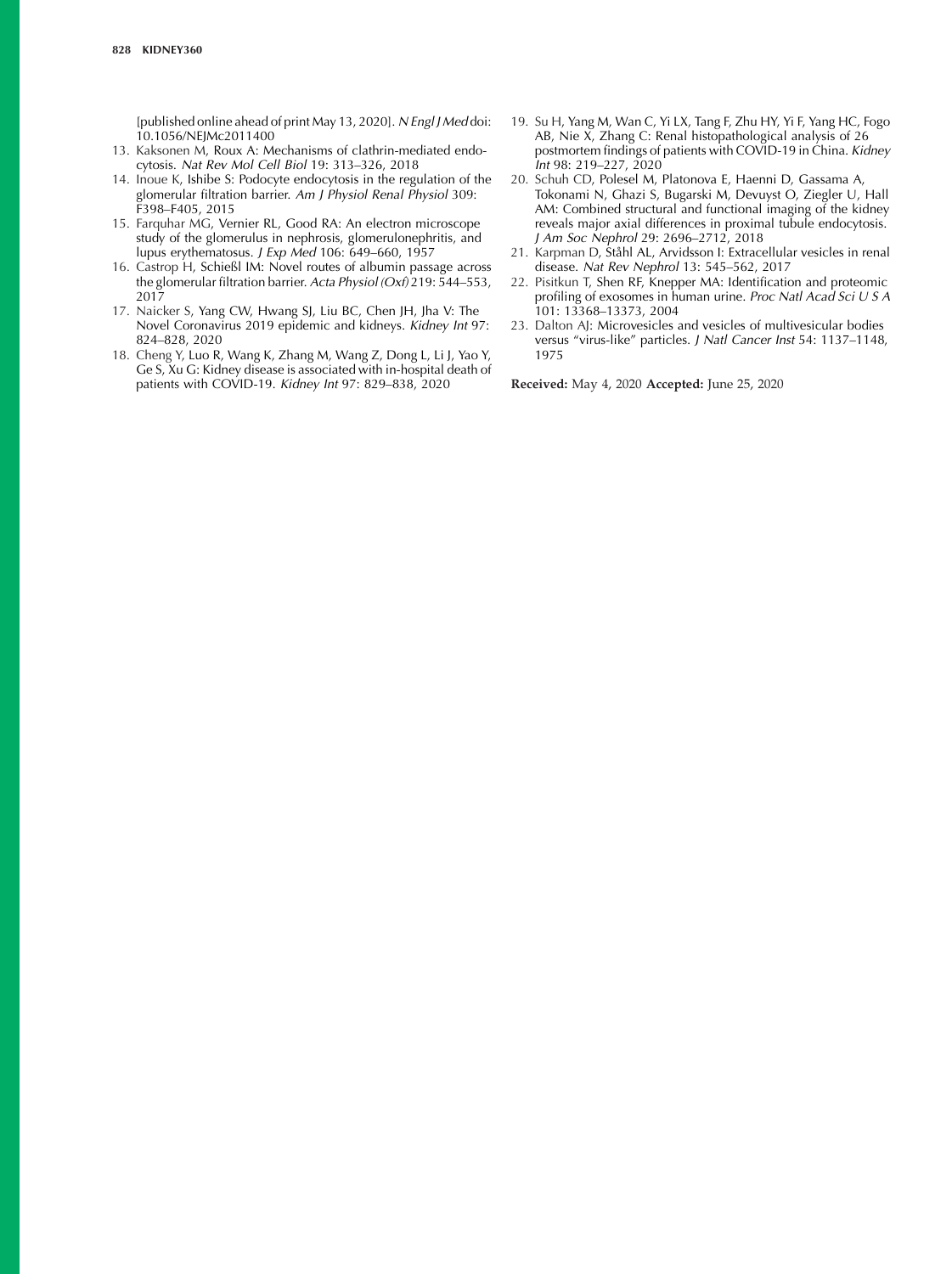[published online ahead of print May 13, 2020]. *N Engl J Med* doi: 10.1056/NEJMc2011400

13. Kaksonen M, Roux A: Mechanisms of clathrin-mediated endocytosis. *Nat Rev Mol Cell Biol* 19: 313–326, 2018
14. Inoue K, Ishibe S: Podocyte endocytosis in the regulation of the glomerular filtration barrier. *Am J Physiol Renal Physiol* 309: F398–F405, 2015
15. Farquhar MG, Vernier RL, Good RA: An electron microscope study of the glomerulus in nephrosis, glomerulonephritis, and lupus erythematosus. *J Exp Med* 106: 649–660, 1957
16. Castrop H, Schießl IM: Novel routes of albumin passage across the glomerular filtration barrier. *Acta Physiol (Oxf)* 219: 544–553, 2017
17. Naicker S, Yang CW, Hwang SJ, Liu BC, Chen JH, Jha V: The Novel Coronavirus 2019 epidemic and kidneys. *Kidney Int* 97: 824–828, 2020
18. Cheng Y, Luo R, Wang K, Zhang M, Wang Z, Dong L, Li J, Yao Y, Ge S, Xu G: Kidney disease is associated with in-hospital death of patients with COVID-19. *Kidney Int* 97: 829–838, 2020
19. Su H, Yang M, Wan C, Yi LX, Tang F, Zhu HY, Yi F, Yang HC, Fogo AB, Nie X, Zhang C: Renal histopathological analysis of 26 postmortem findings of patients with COVID-19 in China. *Kidney Int* 98: 219–227, 2020
20. Schuh CD, Polesel M, Platonova E, Haenni D, Gassama A, Tokonami N, Ghazi S, Bugarski M, Devuyst O, Ziegler U, Hall AM: Combined structural and functional imaging of the kidney reveals major axial differences in proximal tubule endocytosis. *J Am Soc Nephrol* 29: 2696–2712, 2018
21. Karpman D, Ståhl AL, Arvidsson I: Extracellular vesicles in renal disease. *Nat Rev Nephrol* 13: 545–562, 2017
22. Pisitkun T, Shen RF, Knepper MA: Identification and proteomic profiling of exosomes in human urine. *Proc Natl Acad Sci U S A* 101: 13368–13373, 2004
23. Dalton AJ: Microvesicles and vesicles of multivesicular bodies versus "virus-like" particles. *J Natl Cancer Inst* 54: 1137–1148, 1975

**Received:** May 4, 2020 **Accepted:** June 25, 2020